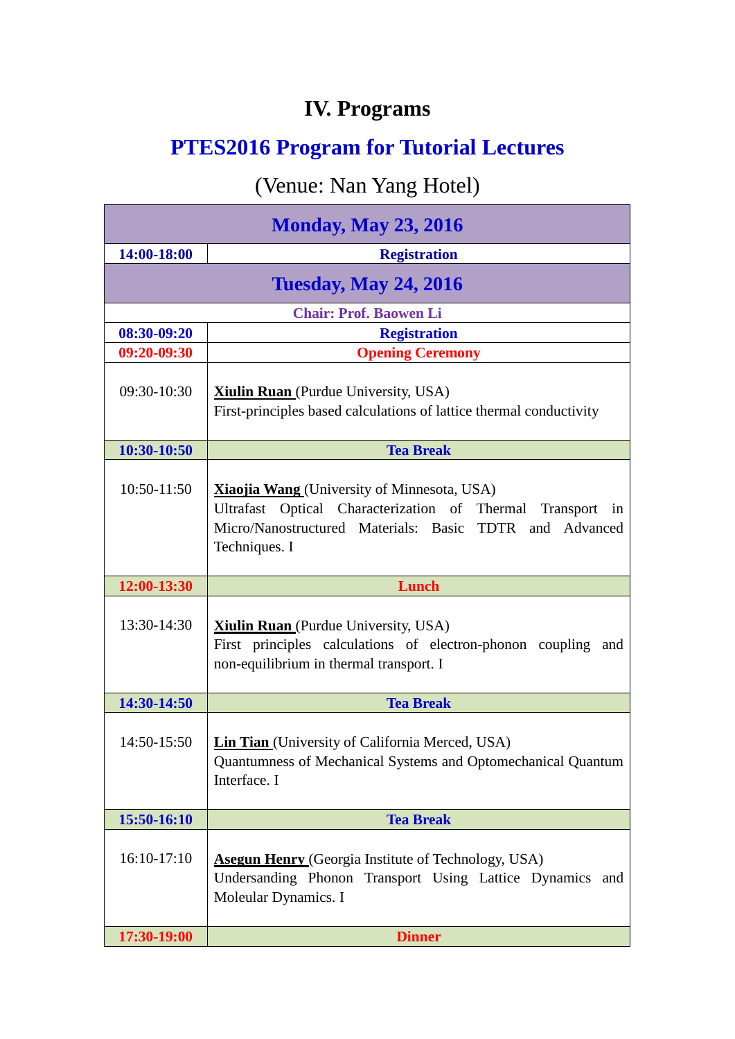# IV. Programs

## PTES2016 Program for Tutorial Lectures

(Venue: Nan Yang Hotel)

| Monday, May 23, 2016 | |
|---|---|
| **14:00-18:00** | **Registration** |
| **Tuesday, May 24, 2016** | |
| **Chair: Prof. Baowen Li** | |
| **08:30-09:20** | **Registration** |
| **09:20-09:30** | **Opening Ceremony** |
| 09:30-10:30 | **Xiulin Ruan** (Purdue University, USA)<br>First-principles based calculations of lattice thermal conductivity |
| **10:30-10:50** | **Tea Break** |
| 10:50-11:50 | **Xiaojia Wang** (University of Minnesota, USA)<br>Ultrafast Optical Characterization of Thermal Transport in Micro/Nanostructured Materials: Basic TDTR and Advanced Techniques. I |
| **12:00-13:30** | **Lunch** |
| 13:30-14:30 | **Xiulin Ruan** (Purdue University, USA)<br>First principles calculations of electron-phonon coupling and non-equilibrium in thermal transport. I |
| **14:30-14:50** | **Tea Break** |
| 14:50-15:50 | **Lin Tian** (University of California Merced, USA)<br>Quantumness of Mechanical Systems and Optomechanical Quantum Interface. I |
| **15:50-16:10** | **Tea Break** |
| 16:10-17:10 | **Asegun Henry** (Georgia Institute of Technology, USA)<br>Undersanding Phonon Transport Using Lattice Dynamics and Moleular Dynamics. I |
| **17:30-19:00** | **Dinner** |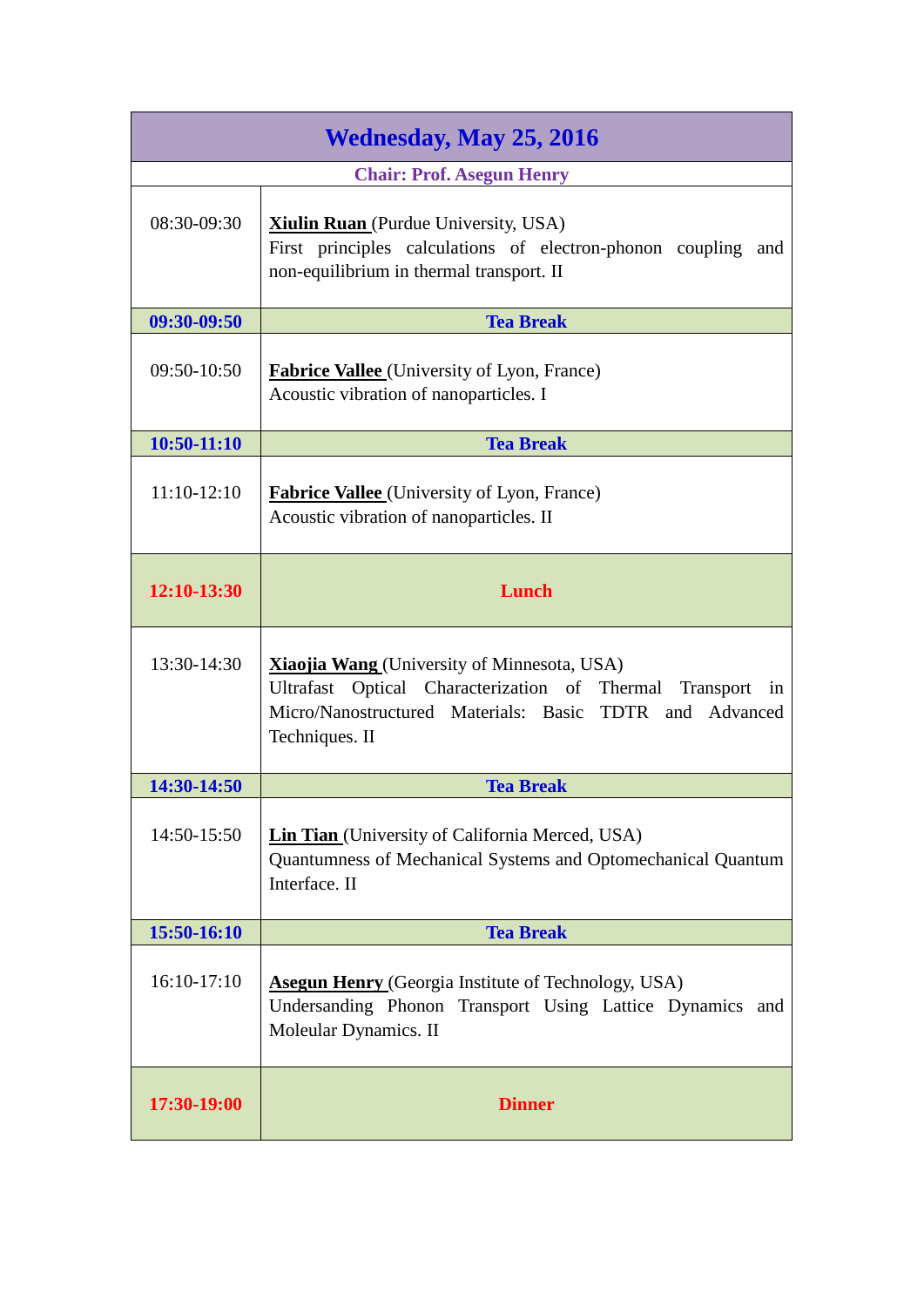| Wednesday, May 25, 2016 | |
|---|---|
| **Chair: Prof. Asegun Henry** | |
| 08:30-09:30 | **Xiulin Ruan** (Purdue University, USA)<br>First principles calculations of electron-phonon coupling and non-equilibrium in thermal transport. II |
| **09:30-09:50** | **Tea Break** |
| 09:50-10:50 | **Fabrice Vallee** (University of Lyon, France)<br>Acoustic vibration of nanoparticles. I |
| **10:50-11:10** | **Tea Break** |
| 11:10-12:10 | **Fabrice Vallee** (University of Lyon, France)<br>Acoustic vibration of nanoparticles. II |
| **12:10-13:30** | **Lunch** |
| 13:30-14:30 | **Xiaojia Wang** (University of Minnesota, USA)<br>Ultrafast Optical Characterization of Thermal Transport in Micro/Nanostructured Materials: Basic TDTR and Advanced Techniques. II |
| **14:30-14:50** | **Tea Break** |
| 14:50-15:50 | **Lin Tian** (University of California Merced, USA)<br>Quantumness of Mechanical Systems and Optomechanical Quantum Interface. II |
| **15:50-16:10** | **Tea Break** |
| 16:10-17:10 | **Asegun Henry** (Georgia Institute of Technology, USA)<br>Undersanding Phonon Transport Using Lattice Dynamics and Moleular Dynamics. II |
| **17:30-19:00** | **Dinner** |